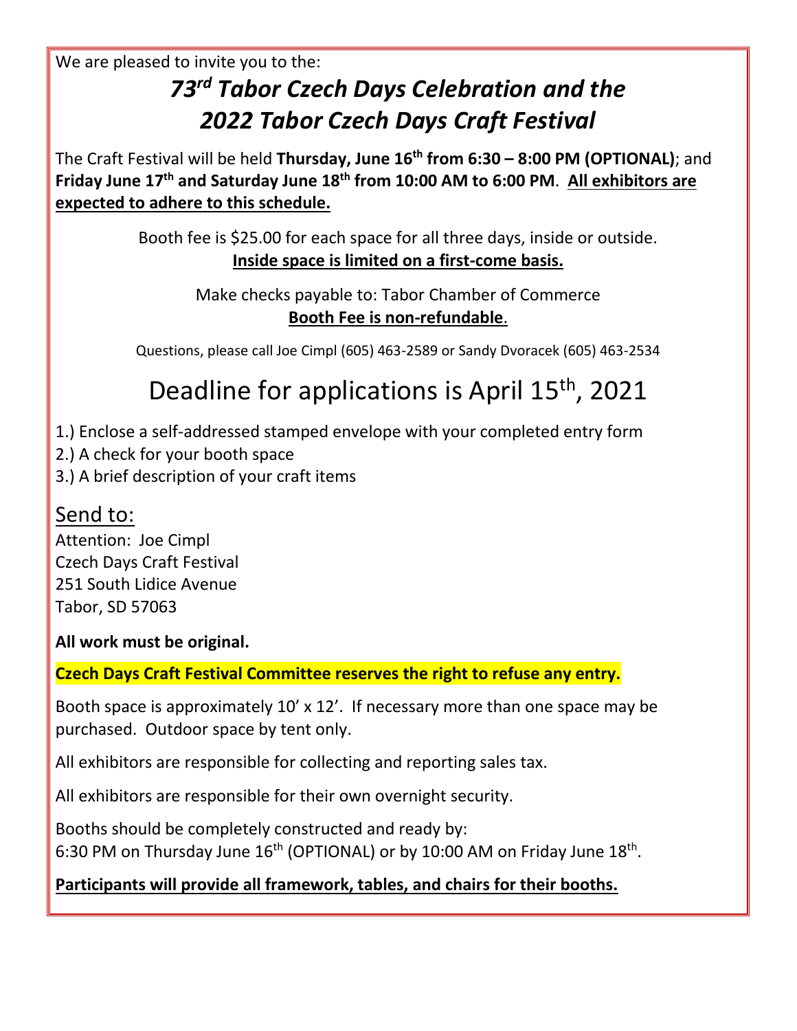We are pleased to invite you to the:

# *73rd Tabor Czech Days Celebration and the 2022 Tabor Czech Days Craft Festival*

The Craft Festival will be held **Thursday, June 16th from 6:30 – 8:00 PM (OPTIONAL)**; and **Friday June 17th and Saturday June 18th from 10:00 AM to 6:00 PM**. **All exhibitors are expected to adhere to this schedule.**

Booth fee is $25.00 for each space for all three days, inside or outside.
**Inside space is limited on a first-come basis.**

Make checks payable to: Tabor Chamber of Commerce
**Booth Fee is non-refundable**.

Questions, please call Joe Cimpl (605) 463-2589 or Sandy Dvoracek (605) 463-2534

## Deadline for applications is April 15th, 2021

1.) Enclose a self-addressed stamped envelope with your completed entry form
2.) A check for your booth space
3.) A brief description of your craft items

## Send to:

Attention: Joe Cimpl
Czech Days Craft Festival
251 South Lidice Avenue
Tabor, SD 57063

**All work must be original.**

**Czech Days Craft Festival Committee reserves the right to refuse any entry.**

Booth space is approximately 10' x 12'. If necessary more than one space may be purchased. Outdoor space by tent only.

All exhibitors are responsible for collecting and reporting sales tax.

All exhibitors are responsible for their own overnight security.

Booths should be completely constructed and ready by:
6:30 PM on Thursday June 16th (OPTIONAL) or by 10:00 AM on Friday June 18th.

**Participants will provide all framework, tables, and chairs for their booths.**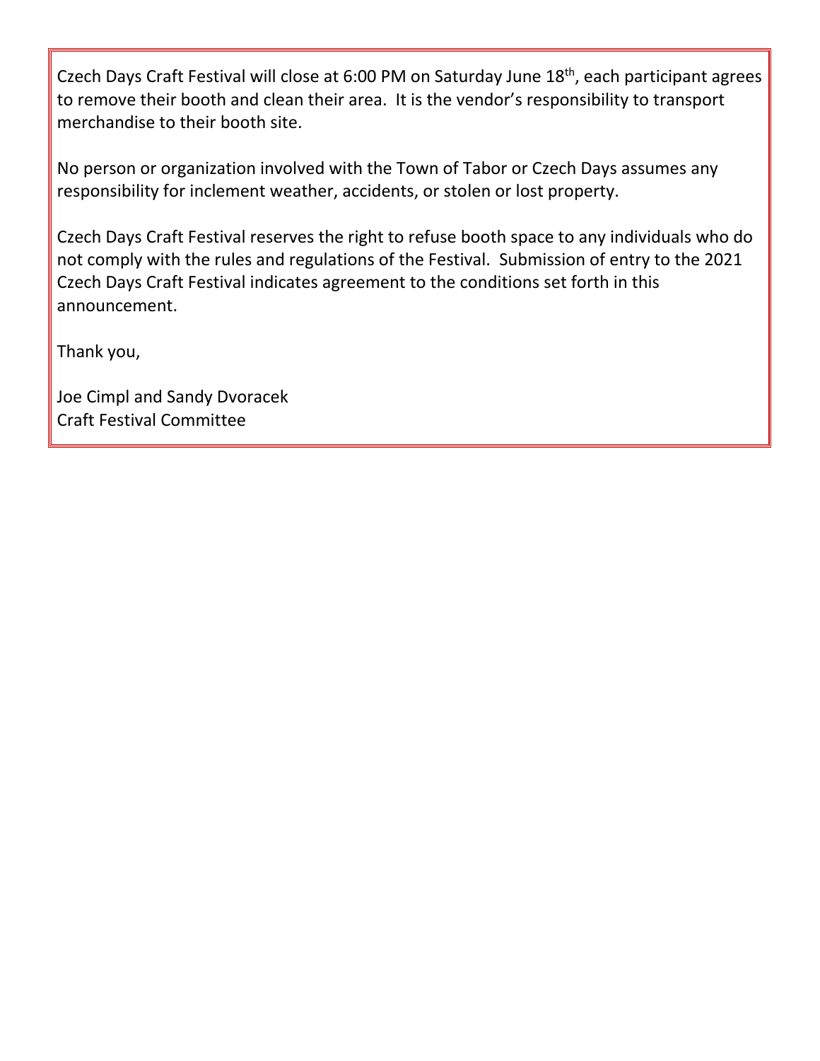Czech Days Craft Festival will close at 6:00 PM on Saturday June 18th, each participant agrees to remove their booth and clean their area. It is the vendor's responsibility to transport merchandise to their booth site.

No person or organization involved with the Town of Tabor or Czech Days assumes any responsibility for inclement weather, accidents, or stolen or lost property.

Czech Days Craft Festival reserves the right to refuse booth space to any individuals who do not comply with the rules and regulations of the Festival. Submission of entry to the 2021 Czech Days Craft Festival indicates agreement to the conditions set forth in this announcement.

Thank you,

Joe Cimpl and Sandy Dvoracek
Craft Festival Committee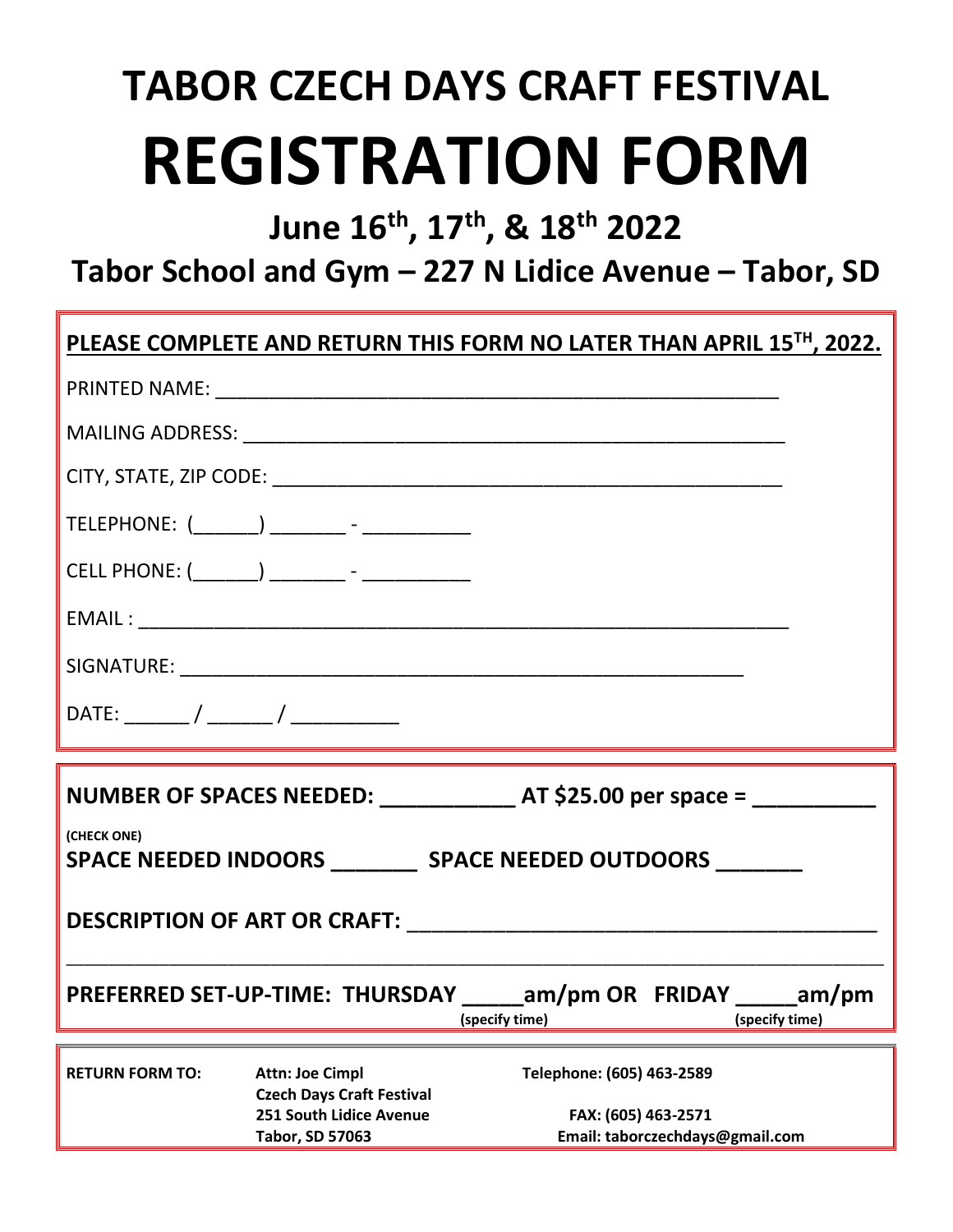# TABOR CZECH DAYS CRAFT FESTIVAL

# REGISTRATION FORM

## June 16th, 17th, & 18th 2022

## Tabor School and Gym – 227 N Lidice Avenue – Tabor, SD

**PLEASE COMPLETE AND RETURN THIS FORM NO LATER THAN APRIL 15TH, 2022.**

PRINTED NAME: ____________________________________________________

MAILING ADDRESS: __________________________________________________

CITY, STATE, ZIP CODE: ______________________________________________

TELEPHONE: (______) _______ - __________

CELL PHONE: (______) _______ - __________

EMAIL : ___________________________________________________________

SIGNATURE: _____________________________________________________

DATE: ______ / ______ / __________

**NUMBER OF SPACES NEEDED: ___________ AT $25.00 per space = __________**

**(CHECK ONE)**

**SPACE NEEDED INDOORS _______ SPACE NEEDED OUTDOORS _______**

**DESCRIPTION OF ART OR CRAFT: ________________________________________**

_____________________________________________________________________________

**PREFERRED SET-UP-TIME: THURSDAY _____am/pm OR FRIDAY _____am/pm**

**(specify time)** **(specify time)**

| | | |
|---|---|---|
| **RETURN FORM TO:** | **Attn: Joe Cimpl**<br>**Czech Days Craft Festival**<br>**251 South Lidice Avenue**<br>**Tabor, SD 57063** | **Telephone: (605) 463-2589**<br><br>**FAX: (605) 463-2571**<br>**Email: taborczechdays@gmail.com** |